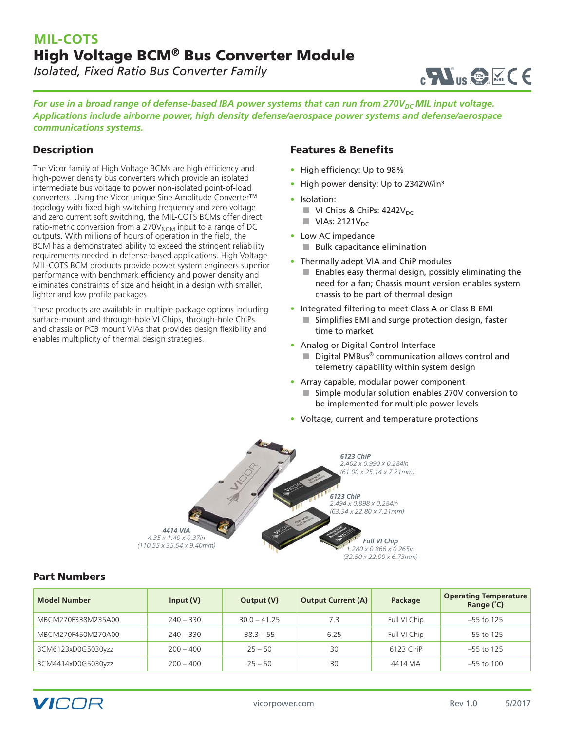# MIL-COTS

# High Voltage BCM® Bus Converter Module

*Isolated, Fixed Ratio Bus Converter Family*

***For use in a broad range of defense-based IBA power systems that can run from 270$V_{DC}$ MIL input voltage. Applications include airborne power, high density defense/aerospace power systems and defense/aerospace communications systems.***

## Description

The Vicor family of High Voltage BCMs are high efficiency and high-power density bus converters which provide an isolated intermediate bus voltage to power non-isolated point-of-load converters. Using the Vicor unique Sine Amplitude Converter™ topology with fixed high switching frequency and zero voltage and zero current soft switching, the MIL-COTS BCMs offer direct ratio-metric conversion from a 270$V_{NOM}$ input to a range of DC outputs. With millions of hours of operation in the field, the BCM has a demonstrated ability to exceed the stringent reliability requirements needed in defense-based applications. High Voltage MIL-COTS BCM products provide power system engineers superior performance with benchmark efficiency and power density and eliminates constraints of size and height in a design with smaller, lighter and low profile packages.

These products are available in multiple package options including surface-mount and through-hole VI Chips, through-hole ChiPs and chassis or PCB mount VIAs that provides design flexibility and enables multiplicity of thermal design strategies.

## Features & Benefits

- High efficiency: Up to 98%
- High power density: Up to 2342W/in³
- Isolation:
  - VI Chips & ChiPs: 4242$V_{DC}$
  - VIAs: 2121$V_{DC}$
- Low AC impedance
  - Bulk capacitance elimination
- Thermally adept VIA and ChiP modules
  - Enables easy thermal design, possibly eliminating the need for a fan; Chassis mount version enables system chassis to be part of thermal design
- Integrated filtering to meet Class A or Class B EMI
  - Simplifies EMI and surge protection design, faster time to market
- Analog or Digital Control Interface
  - Digital PMBus® communication allows control and telemetry capability within system design
- Array capable, modular power component
  - Simple modular solution enables 270V conversion to be implemented for multiple power levels
- Voltage, current and temperature protections

***6123 ChiP***
*2.402 x 0.990 x 0.284in (61.00 x 25.14 x 7.21mm)*

***6123 ChiP***
*2.494 x 0.898 x 0.284in (63.34 x 22.80 x 7.21mm)*

***4414 VIA***
*4.35 x 1.40 x 0.37in (110.55 x 35.54 x 9.40mm)*

***Full VI Chip***
*1.280 x 0.866 x 0.265in (32.50 x 22.00 x 6.73mm)*

## Part Numbers

| Model Number | Input (V) | Output (V) | Output Current (A) | Package | Operating Temperature Range (°C) |
|---|---|---|---|---|---|
| MBCM270F338M235A00 | 240 – 330 | 30.0 – 41.25 | 7.3 | Full VI Chip | –55 to 125 |
| MBCM270F450M270A00 | 240 – 330 | 38.3 – 55 | 6.25 | Full VI Chip | –55 to 125 |
| BCM6123xD0G5030yzz | 200 – 400 | 25 – 50 | 30 | 6123 ChiP | –55 to 125 |
| BCM4414xD0G5030yzz | 200 – 400 | 25 – 50 | 30 | 4414 VIA | –55 to 100 |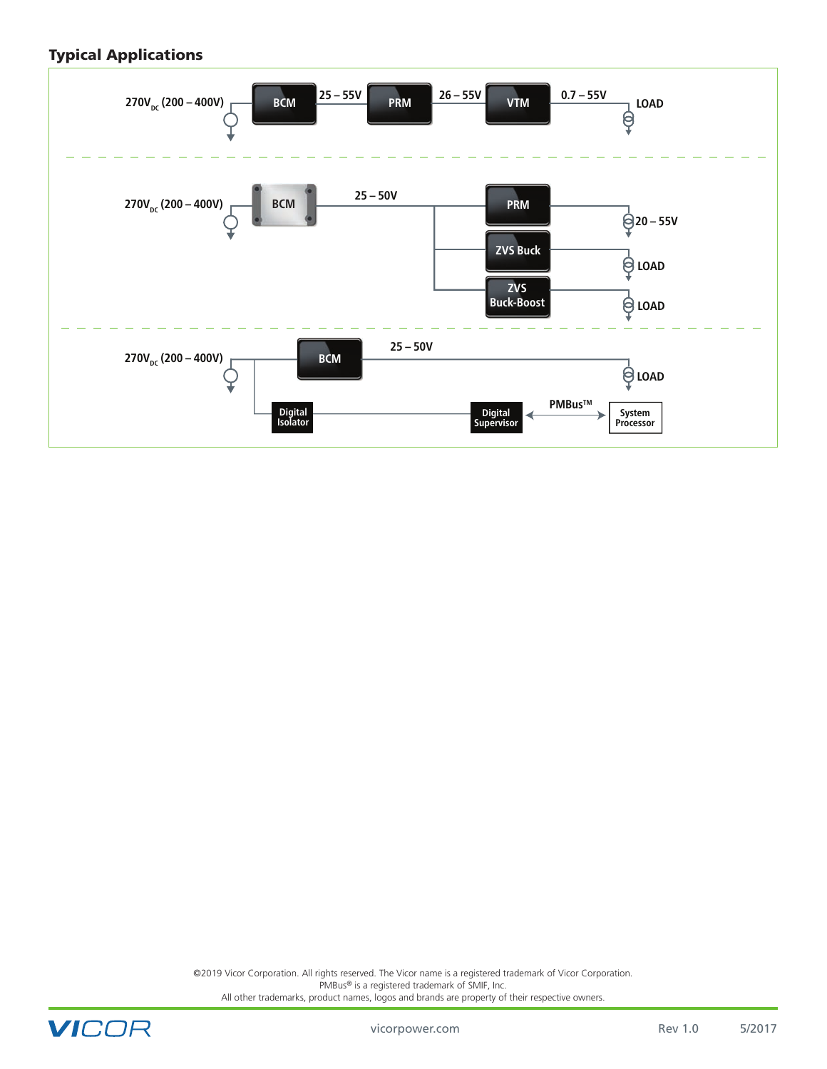## Typical Applications

$270V_{DC}$ (200 – 400V)

BCM

25 – 55V

PRM

26 – 55V

VTM

0.7 – 55V

LOAD

$270V_{DC}$ (200 – 400V)

BCM

25 – 50V

PRM

20 – 55V

ZVS Buck

LOAD

ZVS Buck-Boost

LOAD

$270V_{DC}$ (200 – 400V)

BCM

25 – 50V

LOAD

Digital Isolator

Digital Supervisor

PMBus™

System Processor

©2019 Vicor Corporation. All rights reserved. The Vicor name is a registered trademark of Vicor Corporation.
PMBus® is a registered trademark of SMIF, Inc.
All other trademarks, product names, logos and brands are property of their respective owners.

VICOR vicorpower.com Rev 1.0 5/2017